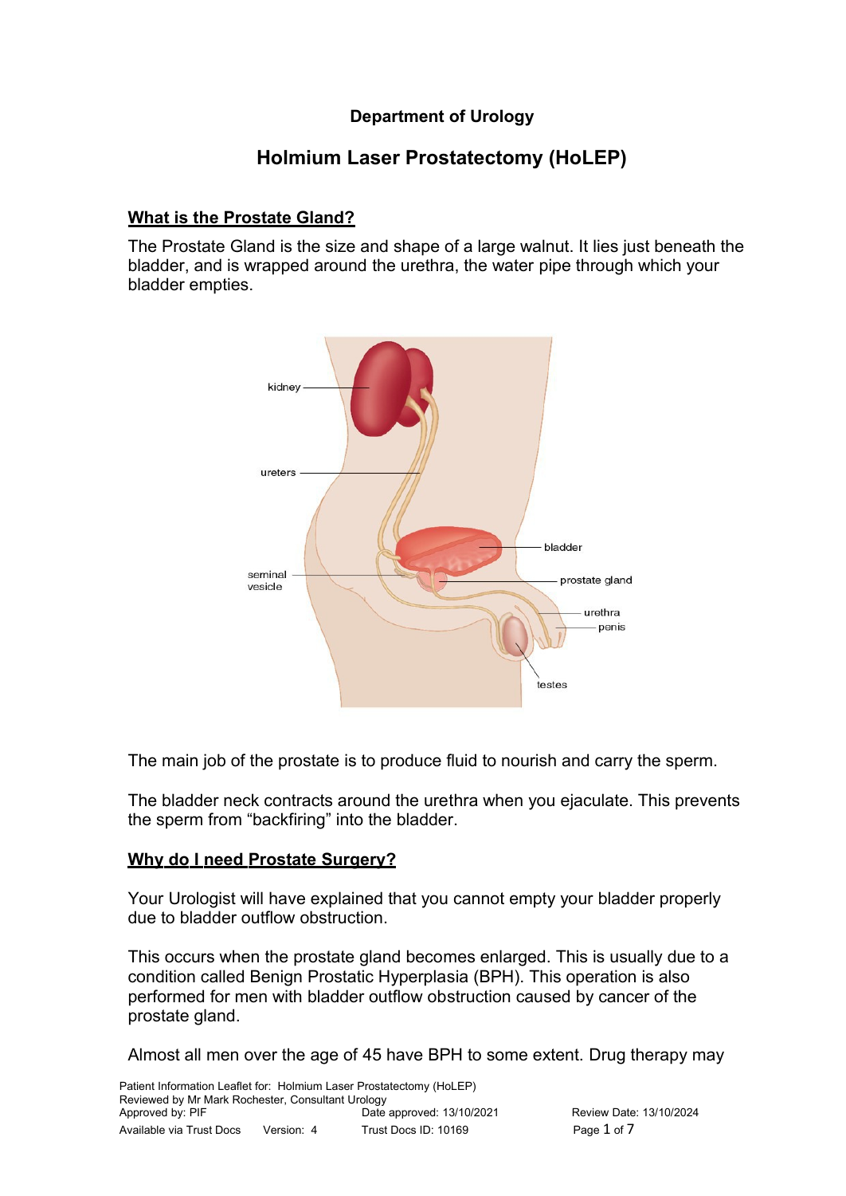**Department of Urology**

# Holmium Laser Prostatectomy (HoLEP)

## What is the Prostate Gland?

The Prostate Gland is the size and shape of a large walnut. It lies just beneath the bladder, and is wrapped around the urethra, the water pipe through which your bladder empties.

The main job of the prostate is to produce fluid to nourish and carry the sperm.

The bladder neck contracts around the urethra when you ejaculate. This prevents the sperm from "backfiring" into the bladder.

## Why do I need Prostate Surgery?

Your Urologist will have explained that you cannot empty your bladder properly due to bladder outflow obstruction.

This occurs when the prostate gland becomes enlarged. This is usually due to a condition called Benign Prostatic Hyperplasia (BPH). This operation is also performed for men with bladder outflow obstruction caused by cancer of the prostate gland.

Almost all men over the age of 45 have BPH to some extent. Drug therapy may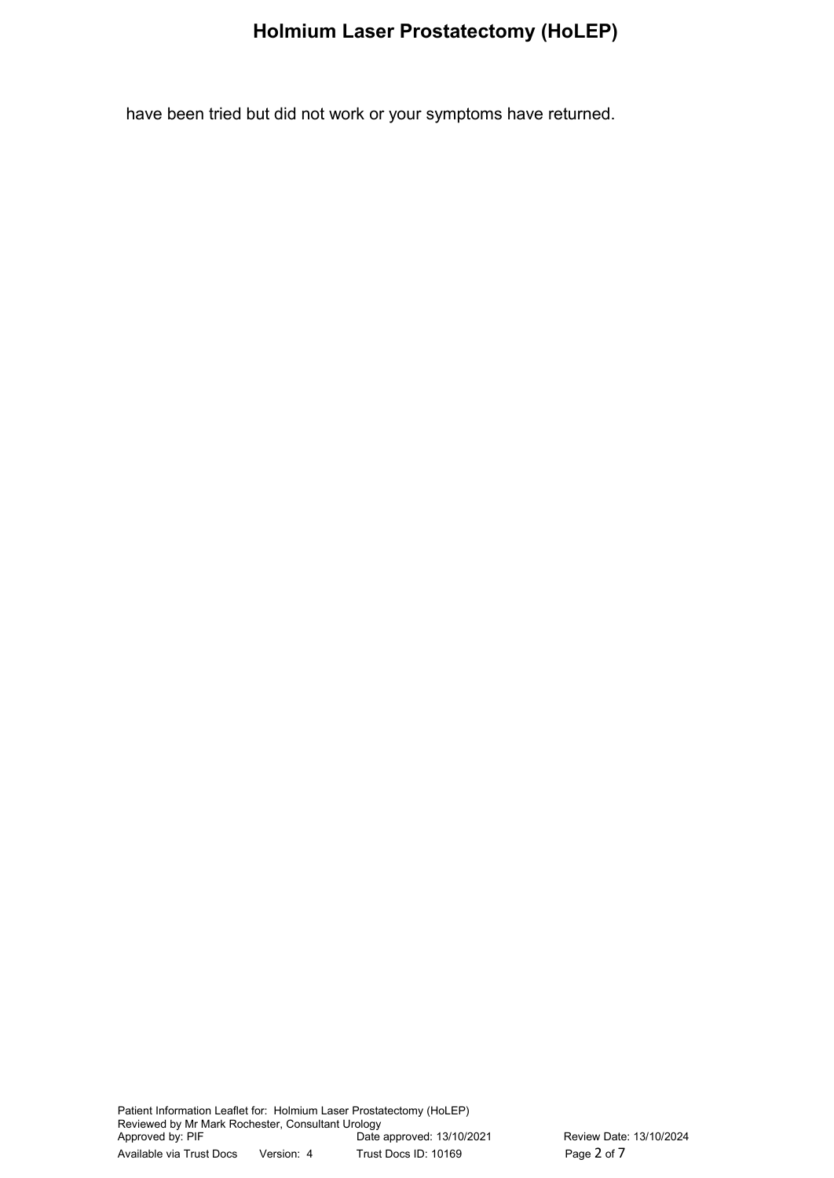have been tried but did not work or your symptoms have returned.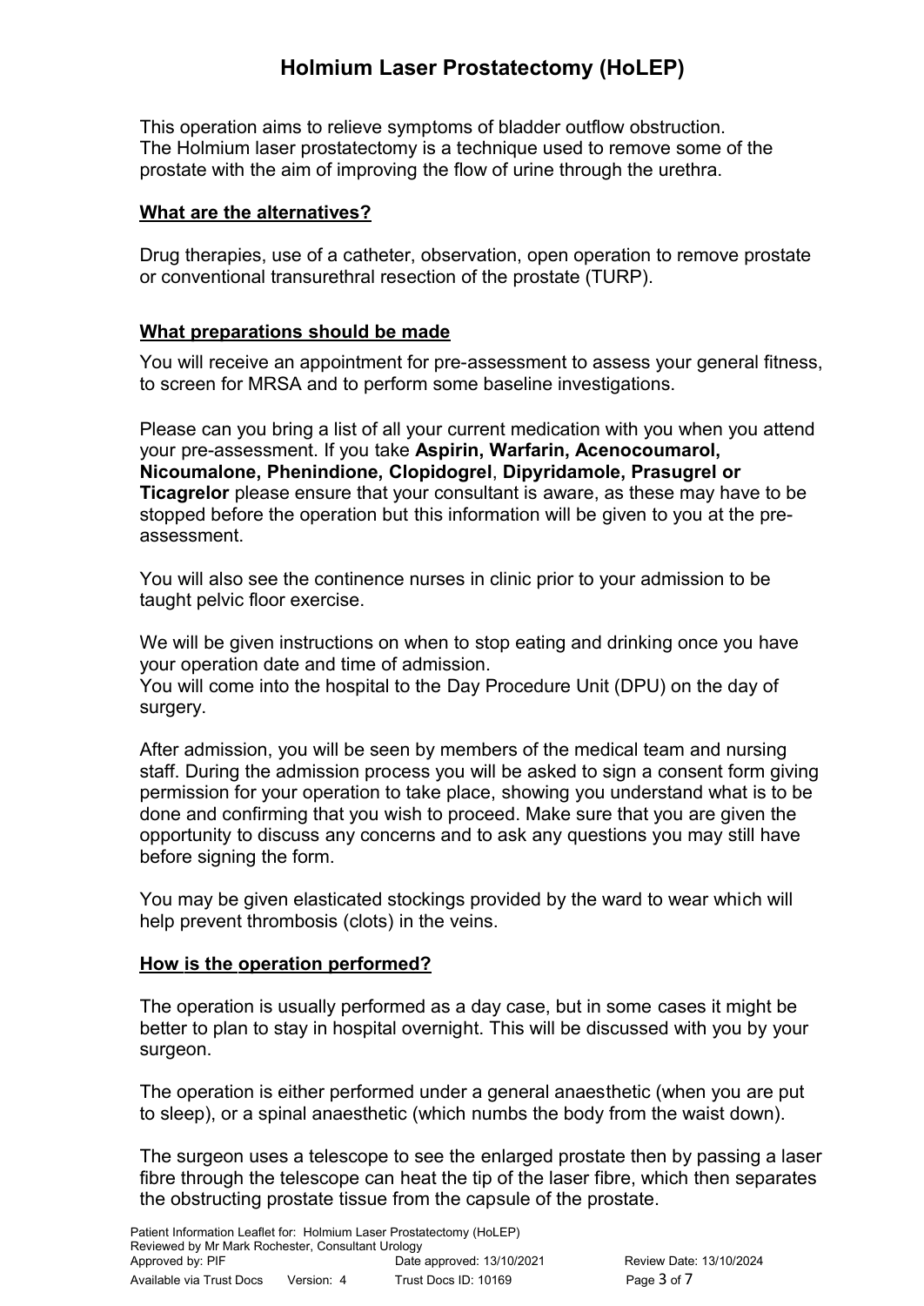# Holmium Laser Prostatectomy (HoLEP)

This operation aims to relieve symptoms of bladder outflow obstruction.
The Holmium laser prostatectomy is a technique used to remove some of the prostate with the aim of improving the flow of urine through the urethra.

## What are the alternatives?

Drug therapies, use of a catheter, observation, open operation to remove prostate or conventional transurethral resection of the prostate (TURP).

## What preparations should be made

You will receive an appointment for pre-assessment to assess your general fitness, to screen for MRSA and to perform some baseline investigations.

Please can you bring a list of all your current medication with you when you attend your pre-assessment. If you take **Aspirin, Warfarin, Acenocoumarol, Nicoumalone, Phenindione, Clopidogrel**, **Dipyridamole, Prasugrel or Ticagrelor** please ensure that your consultant is aware, as these may have to be stopped before the operation but this information will be given to you at the pre-assessment.

You will also see the continence nurses in clinic prior to your admission to be taught pelvic floor exercise.

We will be given instructions on when to stop eating and drinking once you have your operation date and time of admission.
You will come into the hospital to the Day Procedure Unit (DPU) on the day of surgery.

After admission, you will be seen by members of the medical team and nursing staff. During the admission process you will be asked to sign a consent form giving permission for your operation to take place, showing you understand what is to be done and confirming that you wish to proceed. Make sure that you are given the opportunity to discuss any concerns and to ask any questions you may still have before signing the form.

You may be given elasticated stockings provided by the ward to wear which will help prevent thrombosis (clots) in the veins.

## How is the operation performed?

The operation is usually performed as a day case, but in some cases it might be better to plan to stay in hospital overnight. This will be discussed with you by your surgeon.

The operation is either performed under a general anaesthetic (when you are put to sleep), or a spinal anaesthetic (which numbs the body from the waist down).

The surgeon uses a telescope to see the enlarged prostate then by passing a laser fibre through the telescope can heat the tip of the laser fibre, which then separates the obstructing prostate tissue from the capsule of the prostate.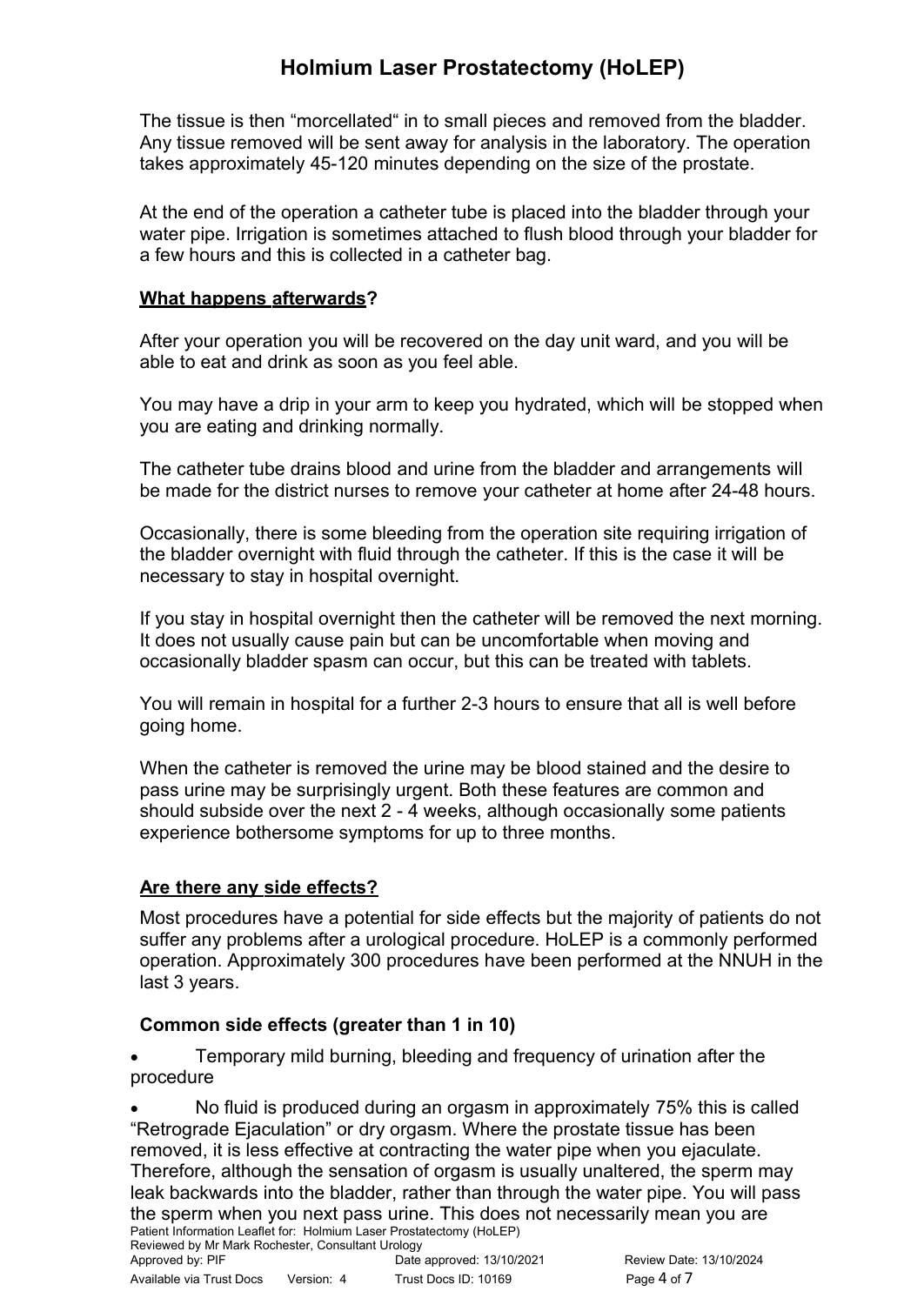The tissue is then "morcellated" in to small pieces and removed from the bladder. Any tissue removed will be sent away for analysis in the laboratory. The operation takes approximately 45-120 minutes depending on the size of the prostate.

At the end of the operation a catheter tube is placed into the bladder through your water pipe. Irrigation is sometimes attached to flush blood through your bladder for a few hours and this is collected in a catheter bag.

## **What happens afterwards?**

After your operation you will be recovered on the day unit ward, and you will be able to eat and drink as soon as you feel able.

You may have a drip in your arm to keep you hydrated, which will be stopped when you are eating and drinking normally.

The catheter tube drains blood and urine from the bladder and arrangements will be made for the district nurses to remove your catheter at home after 24-48 hours.

Occasionally, there is some bleeding from the operation site requiring irrigation of the bladder overnight with fluid through the catheter. If this is the case it will be necessary to stay in hospital overnight.

If you stay in hospital overnight then the catheter will be removed the next morning. It does not usually cause pain but can be uncomfortable when moving and occasionally bladder spasm can occur, but this can be treated with tablets.

You will remain in hospital for a further 2-3 hours to ensure that all is well before going home.

When the catheter is removed the urine may be blood stained and the desire to pass urine may be surprisingly urgent. Both these features are common and should subside over the next 2 - 4 weeks, although occasionally some patients experience bothersome symptoms for up to three months.

## **Are there any side effects?**

Most procedures have a potential for side effects but the majority of patients do not suffer any problems after a urological procedure. HoLEP is a commonly performed operation. Approximately 300 procedures have been performed at the NNUH in the last 3 years.

### **Common side effects (greater than 1 in 10)**

- Temporary mild burning, bleeding and frequency of urination after the procedure
- No fluid is produced during an orgasm in approximately 75% this is called "Retrograde Ejaculation" or dry orgasm. Where the prostate tissue has been removed, it is less effective at contracting the water pipe when you ejaculate. Therefore, although the sensation of orgasm is usually unaltered, the sperm may leak backwards into the bladder, rather than through the water pipe. You will pass the sperm when you next pass urine. This does not necessarily mean you are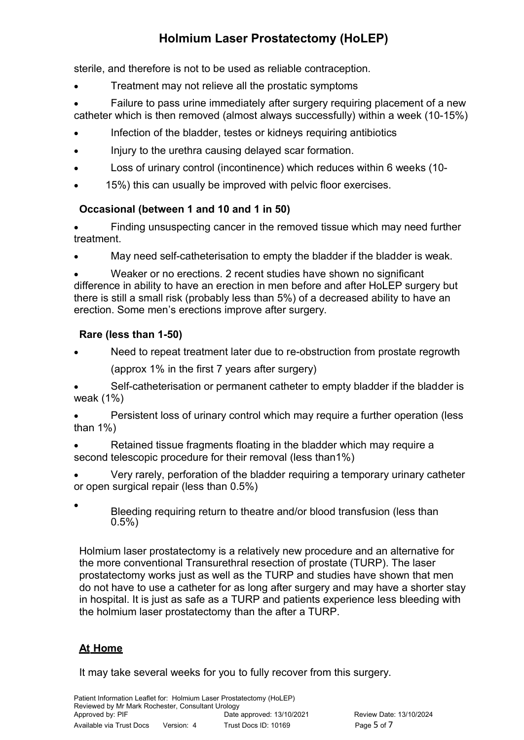sterile, and therefore is not to be used as reliable contraception.

- Treatment may not relieve all the prostatic symptoms
- Failure to pass urine immediately after surgery requiring placement of a new catheter which is then removed (almost always successfully) within a week (10-15%)
- Infection of the bladder, testes or kidneys requiring antibiotics
- Injury to the urethra causing delayed scar formation.
- Loss of urinary control (incontinence) which reduces within 6 weeks (10-
- 15%) this can usually be improved with pelvic floor exercises.

**Occasional (between 1 and 10 and 1 in 50)**

- Finding unsuspecting cancer in the removed tissue which may need further treatment.
- May need self-catheterisation to empty the bladder if the bladder is weak.
- Weaker or no erections. 2 recent studies have shown no significant difference in ability to have an erection in men before and after HoLEP surgery but there is still a small risk (probably less than 5%) of a decreased ability to have an erection. Some men's erections improve after surgery.

**Rare (less than 1-50)**

- Need to repeat treatment later due to re-obstruction from prostate regrowth

  (approx 1% in the first 7 years after surgery)
- Self-catheterisation or permanent catheter to empty bladder if the bladder is weak (1%)
- Persistent loss of urinary control which may require a further operation (less than 1%)
- Retained tissue fragments floating in the bladder which may require a second telescopic procedure for their removal (less than1%)
- Very rarely, perforation of the bladder requiring a temporary urinary catheter or open surgical repair (less than 0.5%)
- Bleeding requiring return to theatre and/or blood transfusion (less than 0.5%)

Holmium laser prostatectomy is a relatively new procedure and an alternative for the more conventional Transurethral resection of prostate (TURP). The laser prostatectomy works just as well as the TURP and studies have shown that men do not have to use a catheter for as long after surgery and may have a shorter stay in hospital. It is just as safe as a TURP and patients experience less bleeding with the holmium laser prostatectomy than the after a TURP.

## At Home

It may take several weeks for you to fully recover from this surgery.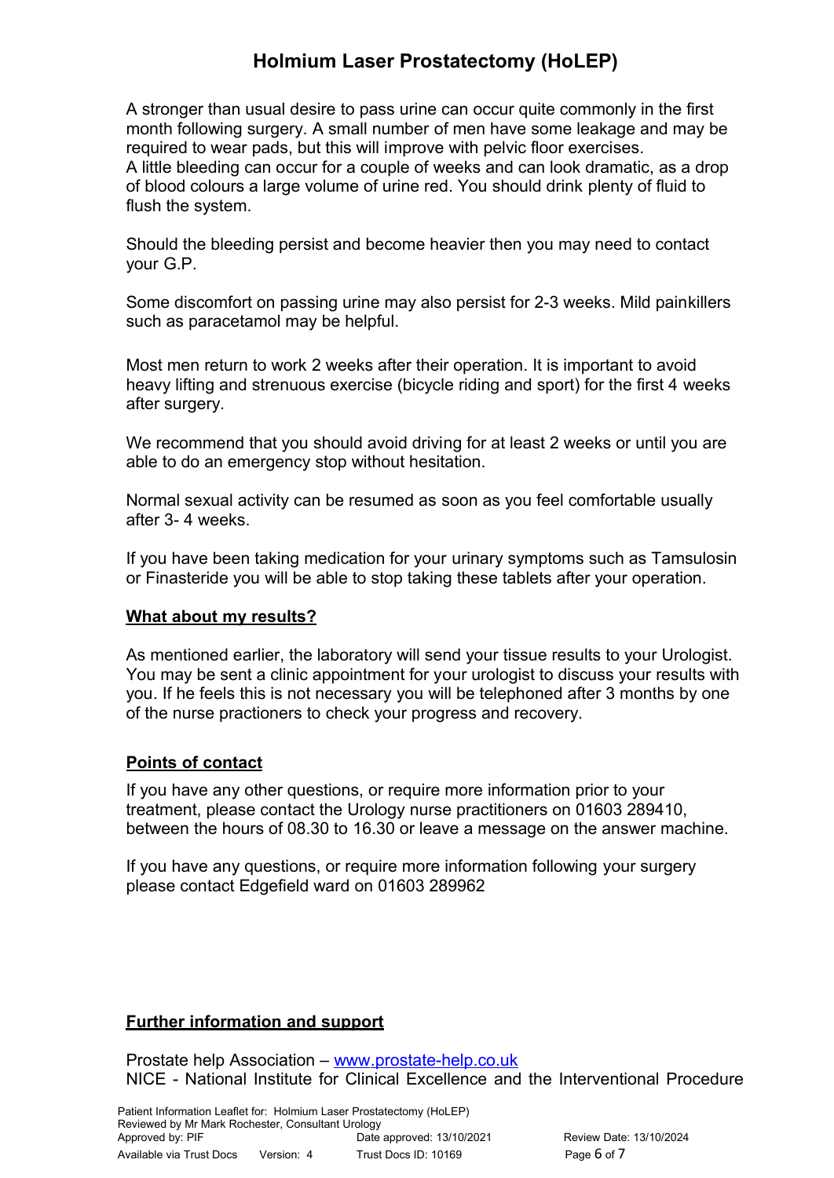A stronger than usual desire to pass urine can occur quite commonly in the first month following surgery. A small number of men have some leakage and may be required to wear pads, but this will improve with pelvic floor exercises.
A little bleeding can occur for a couple of weeks and can look dramatic, as a drop of blood colours a large volume of urine red. You should drink plenty of fluid to flush the system.

Should the bleeding persist and become heavier then you may need to contact your G.P.

Some discomfort on passing urine may also persist for 2-3 weeks. Mild painkillers such as paracetamol may be helpful.

Most men return to work 2 weeks after their operation. It is important to avoid heavy lifting and strenuous exercise (bicycle riding and sport) for the first 4 weeks after surgery.

We recommend that you should avoid driving for at least 2 weeks or until you are able to do an emergency stop without hesitation.

Normal sexual activity can be resumed as soon as you feel comfortable usually after 3- 4 weeks.

If you have been taking medication for your urinary symptoms such as Tamsulosin or Finasteride you will be able to stop taking these tablets after your operation.

## What about my results?

As mentioned earlier, the laboratory will send your tissue results to your Urologist. You may be sent a clinic appointment for your urologist to discuss your results with you. If he feels this is not necessary you will be telephoned after 3 months by one of the nurse practioners to check your progress and recovery.

## Points of contact

If you have any other questions, or require more information prior to your treatment, please contact the Urology nurse practitioners on 01603 289410, between the hours of 08.30 to 16.30 or leave a message on the answer machine.

If you have any questions, or require more information following your surgery please contact Edgefield ward on 01603 289962

## Further information and support

Prostate help Association – www.prostate-help.co.uk
NICE - National Institute for Clinical Excellence and the Interventional Procedure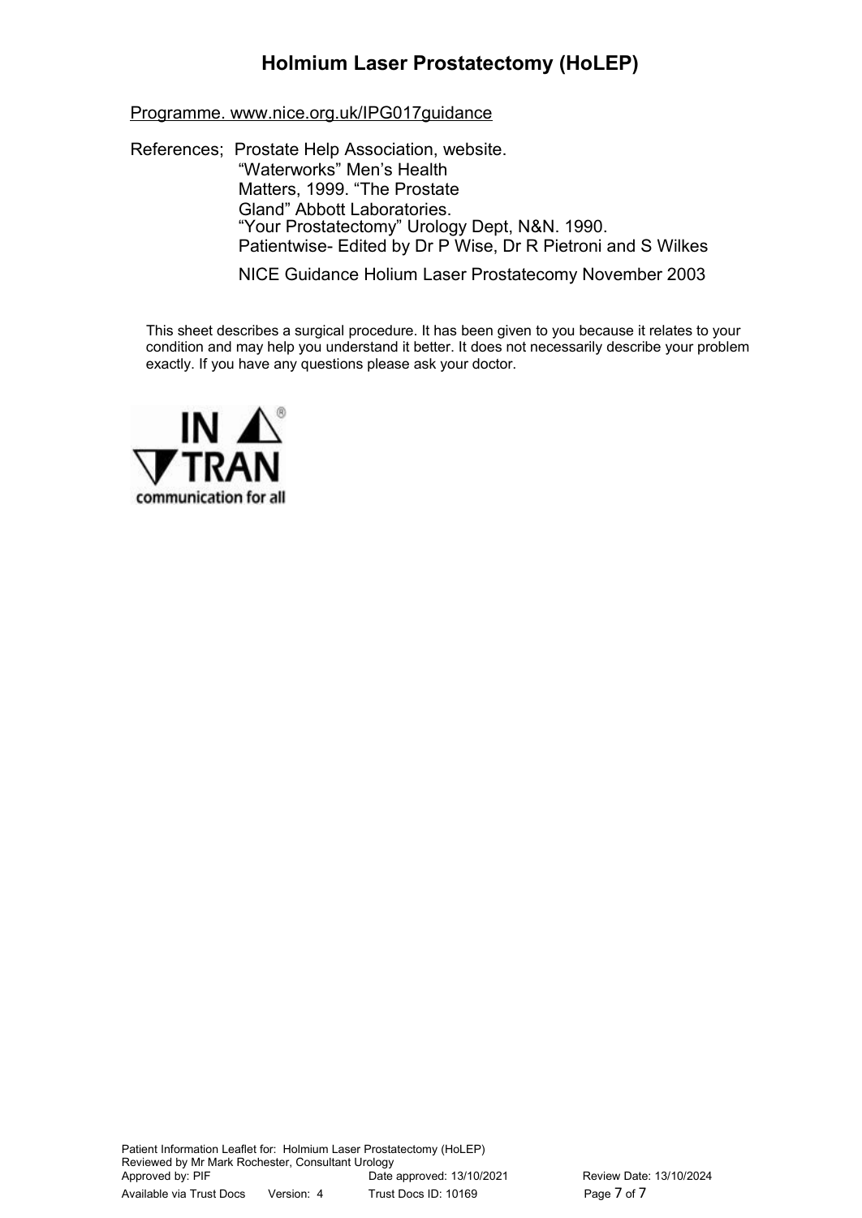Programme. www.nice.org.uk/IPG017guidance

References; Prostate Help Association, website.
"Waterworks" Men's Health
Matters, 1999. "The Prostate
Gland" Abbott Laboratories.
"Your Prostatectomy" Urology Dept, N&N. 1990.
Patientwise- Edited by Dr P Wise, Dr R Pietroni and S Wilkes

NICE Guidance Holium Laser Prostatecomy November 2003

This sheet describes a surgical procedure. It has been given to you because it relates to your condition and may help you understand it better. It does not necessarily describe your problem exactly. If you have any questions please ask your doctor.

IN TRAN
communication for all